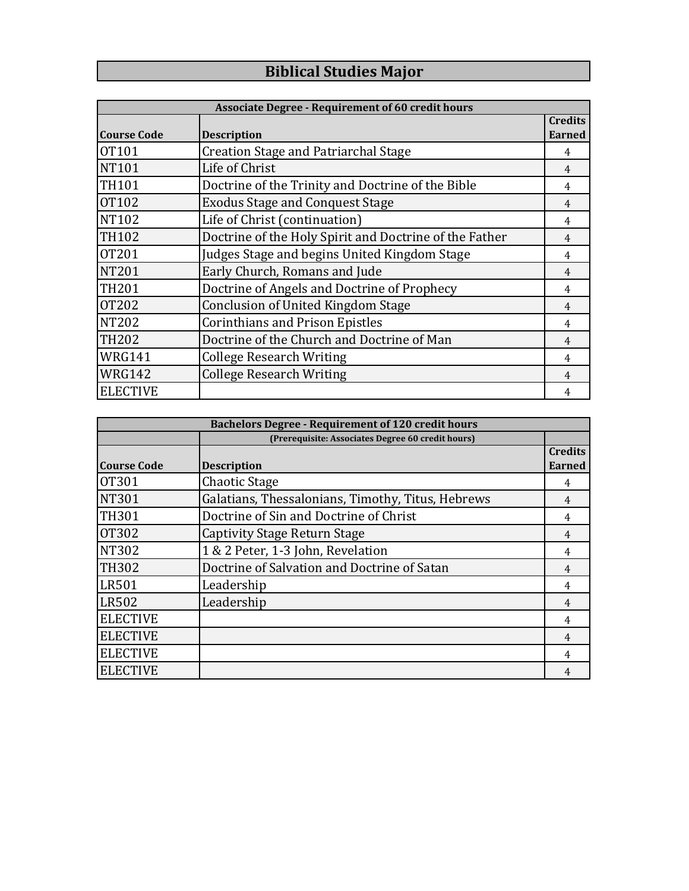# Biblical Studies Major

| Associate Degree - Requirement of 60 credit hours | | |
|---|---|---|
| **Course Code** | **Description** | **Credits Earned** |
| OT101 | Creation Stage and Patriarchal Stage | 4 |
| NT101 | Life of Christ | 4 |
| TH101 | Doctrine of the Trinity and Doctrine of the Bible | 4 |
| OT102 | Exodus Stage and Conquest Stage | 4 |
| NT102 | Life of Christ (continuation) | 4 |
| TH102 | Doctrine of the Holy Spirit and Doctrine of the Father | 4 |
| OT201 | Judges Stage and begins United Kingdom Stage | 4 |
| NT201 | Early Church, Romans and Jude | 4 |
| TH201 | Doctrine of Angels and Doctrine of Prophecy | 4 |
| OT202 | Conclusion of United Kingdom Stage | 4 |
| NT202 | Corinthians and Prison Epistles | 4 |
| TH202 | Doctrine of the Church and Doctrine of Man | 4 |
| WRG141 | College Research Writing | 4 |
| WRG142 | College Research Writing | 4 |
| ELECTIVE | | 4 |

| Bachelors Degree - Requirement of 120 credit hours | | |
|---|---|---|
| | (Prerequisite: Associates Degree 60 credit hours) | |
| **Course Code** | **Description** | **Credits Earned** |
| OT301 | Chaotic Stage | 4 |
| NT301 | Galatians, Thessalonians, Timothy, Titus, Hebrews | 4 |
| TH301 | Doctrine of Sin and Doctrine of Christ | 4 |
| OT302 | Captivity Stage Return Stage | 4 |
| NT302 | 1 & 2 Peter, 1-3 John, Revelation | 4 |
| TH302 | Doctrine of Salvation and Doctrine of Satan | 4 |
| LR501 | Leadership | 4 |
| LR502 | Leadership | 4 |
| ELECTIVE | | 4 |
| ELECTIVE | | 4 |
| ELECTIVE | | 4 |
| ELECTIVE | | 4 |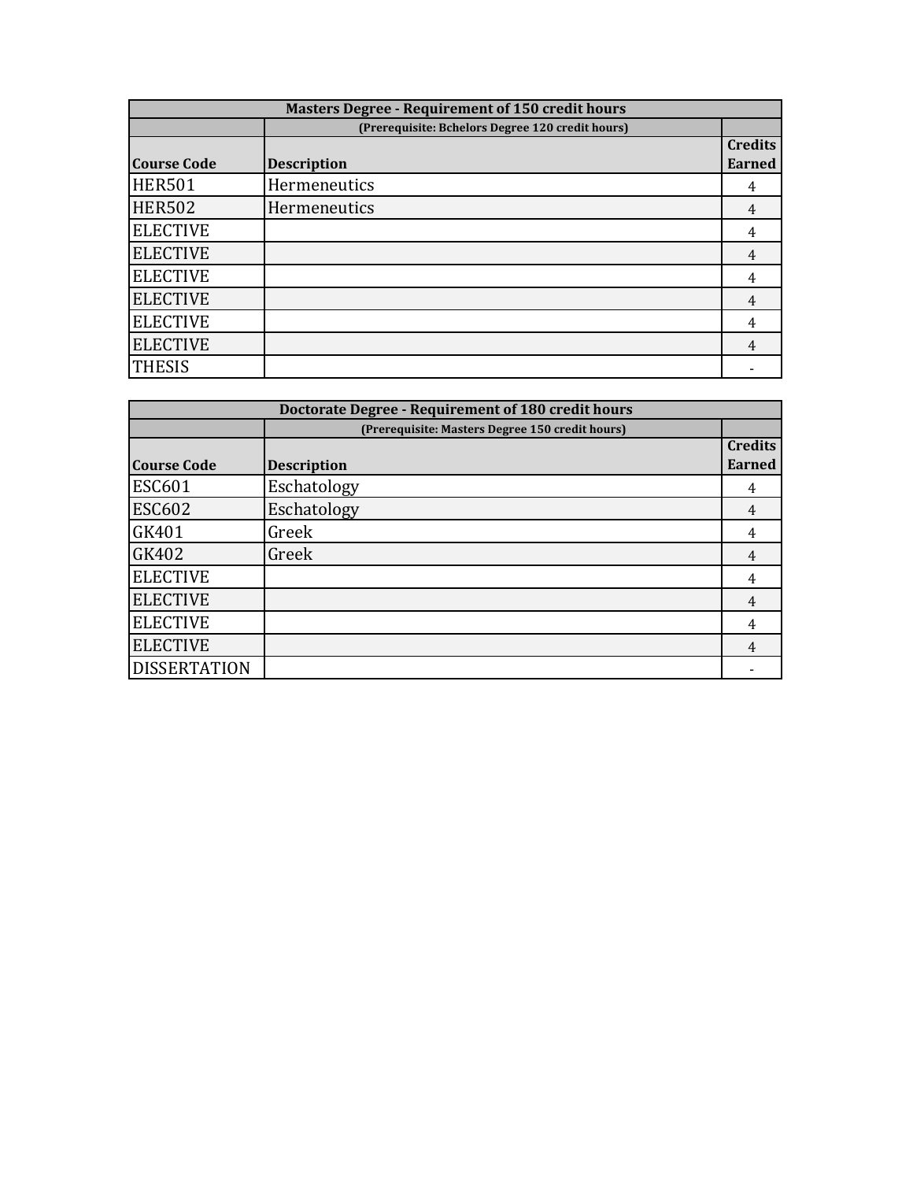| Masters Degree - Requirement of 150 credit hours | | |
| --- | --- | --- |
| | (Prerequisite: Bchelors Degree 120 credit hours) | |
| Course Code | Description | Credits Earned |
| HER501 | Hermeneutics | 4 |
| HER502 | Hermeneutics | 4 |
| ELECTIVE | | 4 |
| ELECTIVE | | 4 |
| ELECTIVE | | 4 |
| ELECTIVE | | 4 |
| ELECTIVE | | 4 |
| ELECTIVE | | 4 |
| THESIS | | - |

| Doctorate Degree - Requirement of 180 credit hours | | |
| --- | --- | --- |
| | (Prerequisite: Masters Degree 150 credit hours) | |
| Course Code | Description | Credits Earned |
| ESC601 | Eschatology | 4 |
| ESC602 | Eschatology | 4 |
| GK401 | Greek | 4 |
| GK402 | Greek | 4 |
| ELECTIVE | | 4 |
| ELECTIVE | | 4 |
| ELECTIVE | | 4 |
| ELECTIVE | | 4 |
| DISSERTATION | | - |